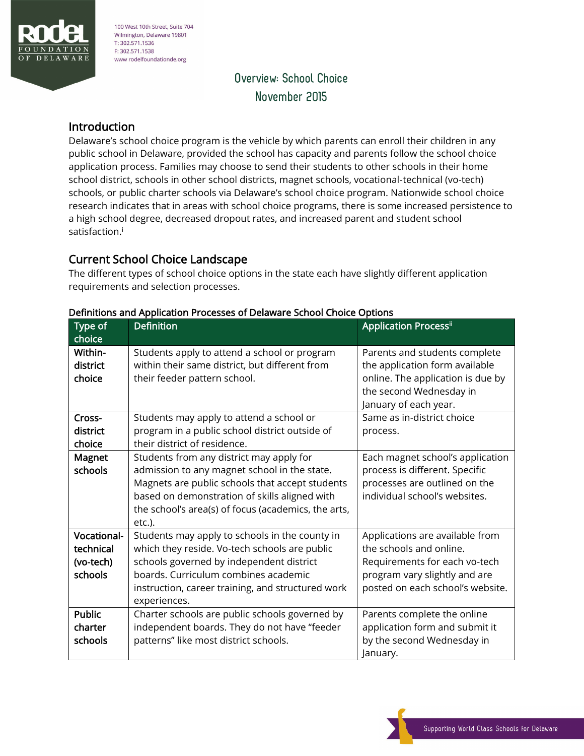100 West 10th Street, Suite 704
Wilmington, Delaware 19801
T: 302.571.1536
F: 302.571.1538
www.rodelfoundationde.org

# Overview: School Choice
## November 2015

## Introduction

Delaware's school choice program is the vehicle by which parents can enroll their children in any public school in Delaware, provided the school has capacity and parents follow the school choice application process. Families may choose to send their students to other schools in their home school district, schools in other school districts, magnet schools, vocational-technical (vo-tech) schools, or public charter schools via Delaware's school choice program. Nationwide school choice research indicates that in areas with school choice programs, there is some increased persistence to a high school degree, decreased dropout rates, and increased parent and student school satisfaction.[i]

## Current School Choice Landscape

The different types of school choice options in the state each have slightly different application requirements and selection processes.

**Definitions and Application Processes of Delaware School Choice Options**

| Type of choice | Definition | Application Process[ii] |
|---|---|---|
| **Within-district choice** | Students apply to attend a school or program within their same district, but different from their feeder pattern school. | Parents and students complete the application form available online. The application is due by the second Wednesday in January of each year. |
| **Cross-district choice** | Students may apply to attend a school or program in a public school district outside of their district of residence. | Same as in-district choice process. |
| **Magnet schools** | Students from any district may apply for admission to any magnet school in the state. Magnets are public schools that accept students based on demonstration of skills aligned with the school's area(s) of focus (academics, the arts, etc.). | Each magnet school's application process is different. Specific processes are outlined on the individual school's websites. |
| **Vocational-technical (vo-tech) schools** | Students may apply to schools in the county in which they reside. Vo-tech schools are public schools governed by independent district boards. Curriculum combines academic instruction, career training, and structured work experiences. | Applications are available from the schools and online. Requirements for each vo-tech program vary slightly and are posted on each school's website. |
| **Public charter schools** | Charter schools are public schools governed by independent boards. They do not have "feeder patterns" like most district schools. | Parents complete the online application form and submit it by the second Wednesday in January. |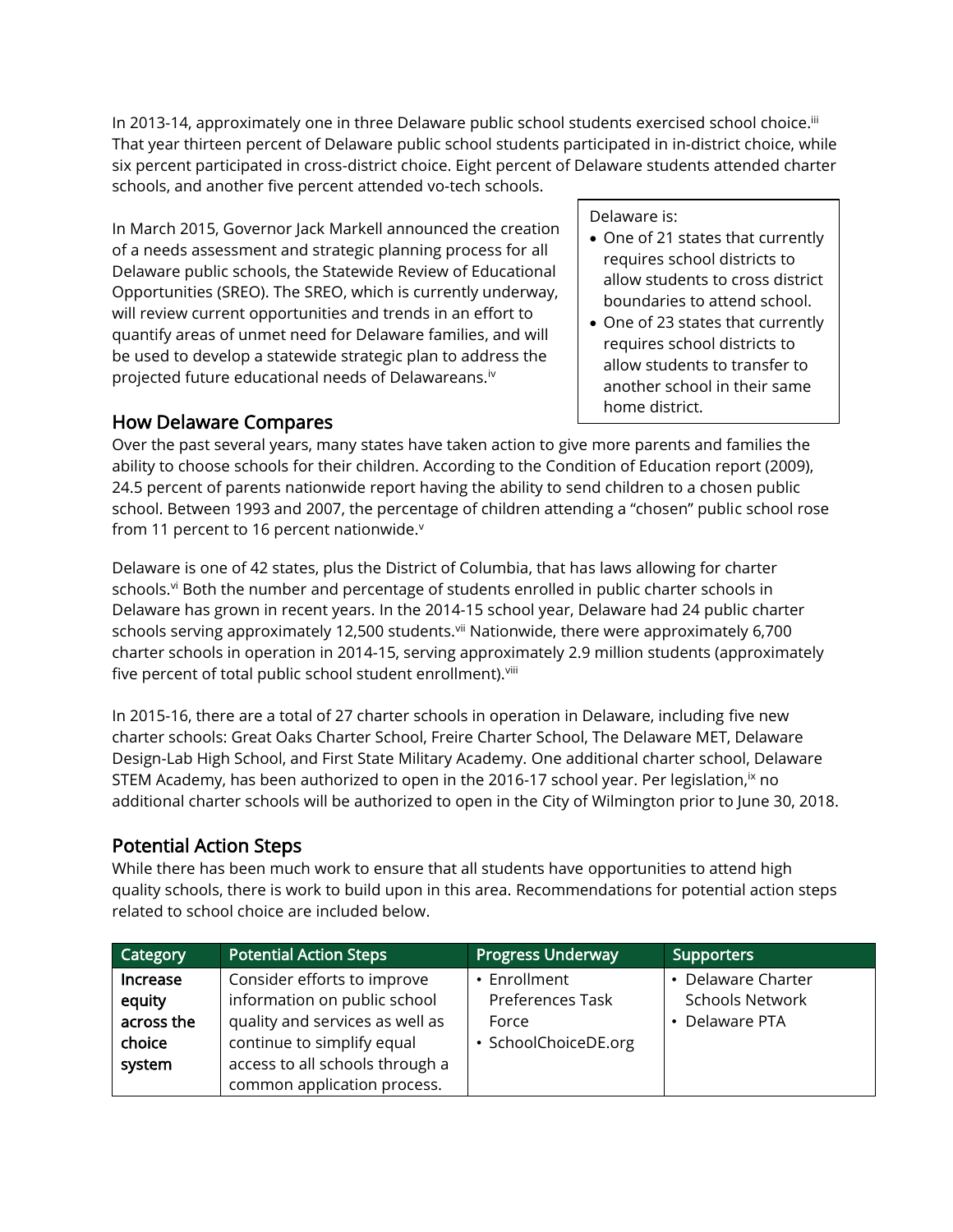In 2013-14, approximately one in three Delaware public school students exercised school choice.[iii] That year thirteen percent of Delaware public school students participated in in-district choice, while six percent participated in cross-district choice. Eight percent of Delaware students attended charter schools, and another five percent attended vo-tech schools.

In March 2015, Governor Jack Markell announced the creation of a needs assessment and strategic planning process for all Delaware public schools, the Statewide Review of Educational Opportunities (SREO). The SREO, which is currently underway, will review current opportunities and trends in an effort to quantify areas of unmet need for Delaware families, and will be used to develop a statewide strategic plan to address the projected future educational needs of Delawareans.[iv]

Delaware is:

- One of 21 states that currently requires school districts to allow students to cross district boundaries to attend school.
- One of 23 states that currently requires school districts to allow students to transfer to another school in their same home district.

## How Delaware Compares

Over the past several years, many states have taken action to give more parents and families the ability to choose schools for their children. According to the Condition of Education report (2009), 24.5 percent of parents nationwide report having the ability to send children to a chosen public school. Between 1993 and 2007, the percentage of children attending a "chosen" public school rose from 11 percent to 16 percent nationwide.[v]

Delaware is one of 42 states, plus the District of Columbia, that has laws allowing for charter schools.[vi] Both the number and percentage of students enrolled in public charter schools in Delaware has grown in recent years. In the 2014-15 school year, Delaware had 24 public charter schools serving approximately 12,500 students.[vii] Nationwide, there were approximately 6,700 charter schools in operation in 2014-15, serving approximately 2.9 million students (approximately five percent of total public school student enrollment).[viii]

In 2015-16, there are a total of 27 charter schools in operation in Delaware, including five new charter schools: Great Oaks Charter School, Freire Charter School, The Delaware MET, Delaware Design-Lab High School, and First State Military Academy. One additional charter school, Delaware STEM Academy, has been authorized to open in the 2016-17 school year. Per legislation,[ix] no additional charter schools will be authorized to open in the City of Wilmington prior to June 30, 2018.

## Potential Action Steps

While there has been much work to ensure that all students have opportunities to attend high quality schools, there is work to build upon in this area. Recommendations for potential action steps related to school choice are included below.

| Category | Potential Action Steps | Progress Underway | Supporters |
|---|---|---|---|
| **Increase equity across the choice system** | Consider efforts to improve information on public school quality and services as well as continue to simplify equal access to all schools through a common application process. | • Enrollment Preferences Task Force<br>• SchoolChoiceDE.org | • Delaware Charter Schools Network<br>• Delaware PTA |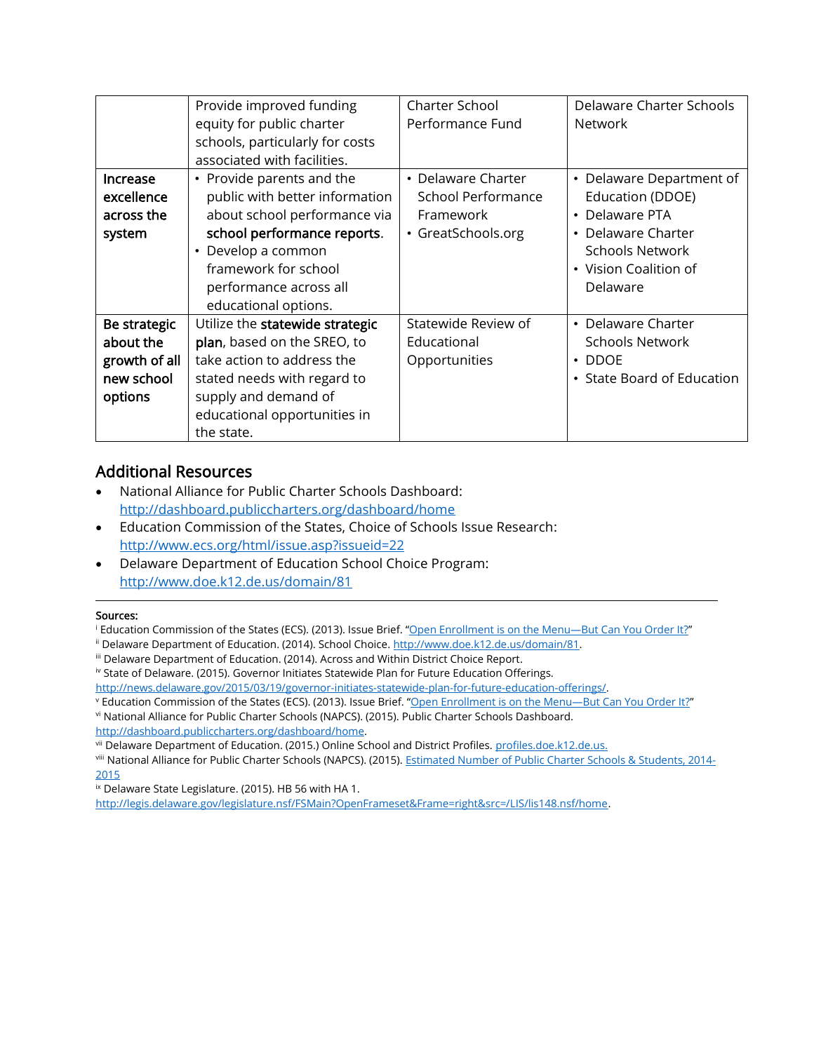| | | | |
|---|---|---|---|
| | Provide improved funding equity for public charter schools, particularly for costs associated with facilities. | Charter School Performance Fund | Delaware Charter Schools Network |
| **Increase excellence across the system** | • Provide parents and the public with better information about school performance via **school performance reports**.<br>• Develop a common framework for school performance across all educational options. | • Delaware Charter School Performance Framework<br>• GreatSchools.org | • Delaware Department of Education (DDOE)<br>• Delaware PTA<br>• Delaware Charter Schools Network<br>• Vision Coalition of Delaware |
| **Be strategic about the growth of all new school options** | Utilize the **statewide strategic plan**, based on the SREO, to take action to address the stated needs with regard to supply and demand of educational opportunities in the state. | Statewide Review of Educational Opportunities | • Delaware Charter Schools Network<br>• DDOE<br>• State Board of Education |

## Additional Resources

- National Alliance for Public Charter Schools Dashboard: http://dashboard.publiccharters.org/dashboard/home
- Education Commission of the States, Choice of Schools Issue Research: http://www.ecs.org/html/issue.asp?issueid=22
- Delaware Department of Education School Choice Program: http://www.doe.k12.de.us/domain/81

---

**Sources:**

[i] Education Commission of the States (ECS). (2013). Issue Brief. "Open Enrollment is on the Menu—But Can You Order It?"
[ii] Delaware Department of Education. (2014). School Choice. http://www.doe.k12.de.us/domain/81.
[iii] Delaware Department of Education. (2014). Across and Within District Choice Report.
[iv] State of Delaware. (2015). Governor Initiates Statewide Plan for Future Education Offerings. http://news.delaware.gov/2015/03/19/governor-initiates-statewide-plan-for-future-education-offerings/.
[v] Education Commission of the States (ECS). (2013). Issue Brief. "Open Enrollment is on the Menu—But Can You Order It?"
[vi] National Alliance for Public Charter Schools (NAPCS). (2015). Public Charter Schools Dashboard. http://dashboard.publiccharters.org/dashboard/home.
[vii] Delaware Department of Education. (2015.) Online School and District Profiles. profiles.doe.k12.de.us.
[viii] National Alliance for Public Charter Schools (NAPCS). (2015). Estimated Number of Public Charter Schools & Students, 2014-2015
[ix] Delaware State Legislature. (2015). HB 56 with HA 1. http://legis.delaware.gov/legislature.nsf/FSMain?OpenFrameset&Frame=right&src=/LIS/lis148.nsf/home.